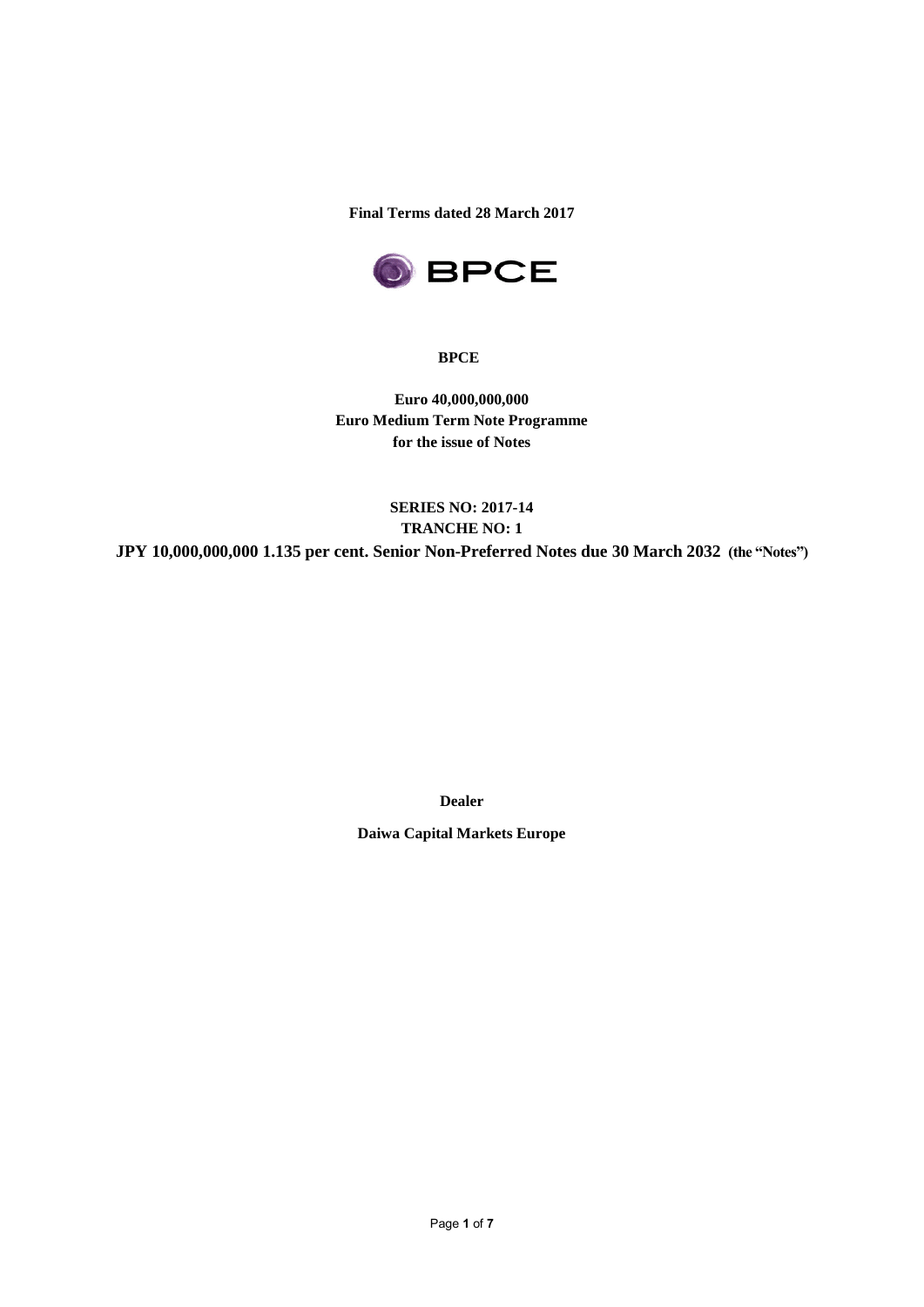**Final Terms dated 28 March 2017**

BPCE

**BPCE**

**Euro 40,000,000,000**
**Euro Medium Term Note Programme**
**for the issue of Notes**

**SERIES NO: 2017-14**
**TRANCHE NO: 1**
**JPY 10,000,000,000 1.135 per cent. Senior Non-Preferred Notes due 30 March 2032 (the "Notes")**

**Dealer**

**Daiwa Capital Markets Europe**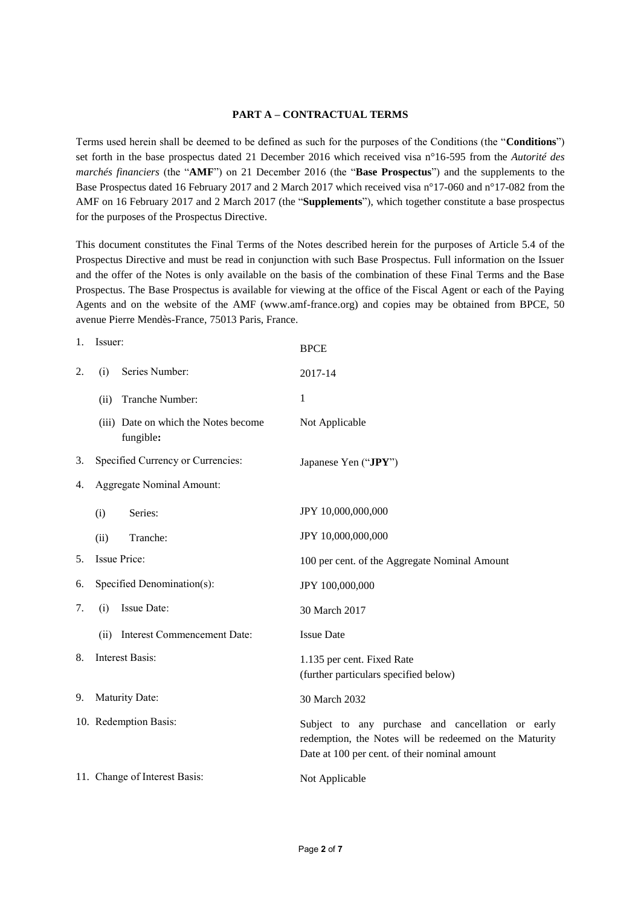**PART A – CONTRACTUAL TERMS**

Terms used herein shall be deemed to be defined as such for the purposes of the Conditions (the "**Conditions**") set forth in the base prospectus dated 21 December 2016 which received visa n°16-595 from the *Autorité des marchés financiers* (the "**AMF**") on 21 December 2016 (the "**Base Prospectus**") and the supplements to the Base Prospectus dated 16 February 2017 and 2 March 2017 which received visa n°17-060 and n°17-082 from the AMF on 16 February 2017 and 2 March 2017 (the "**Supplements**"), which together constitute a base prospectus for the purposes of the Prospectus Directive.

This document constitutes the Final Terms of the Notes described herein for the purposes of Article 5.4 of the Prospectus Directive and must be read in conjunction with such Base Prospectus. Full information on the Issuer and the offer of the Notes is only available on the basis of the combination of these Final Terms and the Base Prospectus. The Base Prospectus is available for viewing at the office of the Fiscal Agent or each of the Paying Agents and on the website of the AMF (www.amf-france.org) and copies may be obtained from BPCE, 50 avenue Pierre Mendès-France, 75013 Paris, France.

| | |
|---|---|
| 1. Issuer: | BPCE |
| 2. (i) Series Number: | 2017-14 |
| (ii) Tranche Number: | 1 |
| (iii) Date on which the Notes become fungible**:** | Not Applicable |
| 3. Specified Currency or Currencies: | Japanese Yen ("**JPY**") |
| 4. Aggregate Nominal Amount: | |
| (i) Series: | JPY 10,000,000,000 |
| (ii) Tranche: | JPY 10,000,000,000 |
| 5. Issue Price: | 100 per cent. of the Aggregate Nominal Amount |
| 6. Specified Denomination(s): | JPY 100,000,000 |
| 7. (i) Issue Date: | 30 March 2017 |
| (ii) Interest Commencement Date: | Issue Date |
| 8. Interest Basis: | 1.135 per cent. Fixed Rate<br>(further particulars specified below) |
| 9. Maturity Date: | 30 March 2032 |
| 10. Redemption Basis: | Subject to any purchase and cancellation or early redemption, the Notes will be redeemed on the Maturity Date at 100 per cent. of their nominal amount |
| 11. Change of Interest Basis: | Not Applicable |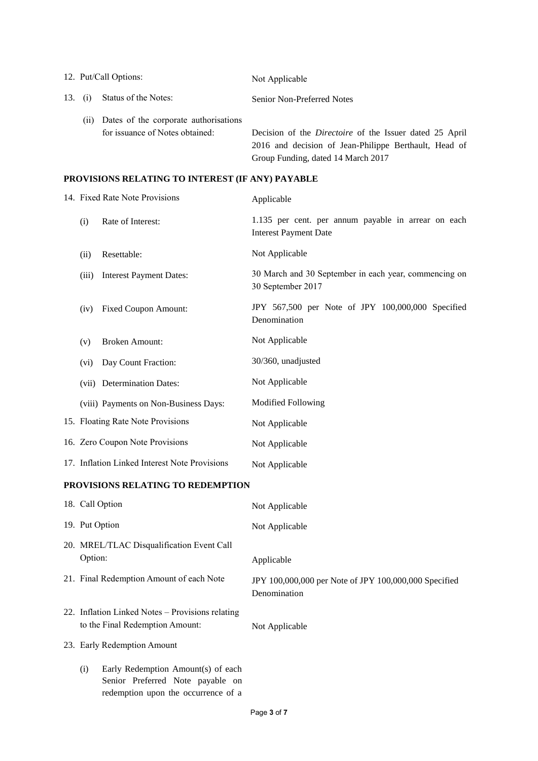| | |
|---|---|
| 12. Put/Call Options: | Not Applicable |
| 13. (i) Status of the Notes: | Senior Non-Preferred Notes |
| (ii) Dates of the corporate authorisations for issuance of Notes obtained: | Decision of the *Directoire* of the Issuer dated 25 April 2016 and decision of Jean-Philippe Berthault, Head of Group Funding, dated 14 March 2017 |

**PROVISIONS RELATING TO INTEREST (IF ANY) PAYABLE**

| | |
|---|---|
| 14. Fixed Rate Note Provisions | Applicable |
| (i) Rate of Interest: | 1.135 per cent. per annum payable in arrear on each Interest Payment Date |
| (ii) Resettable: | Not Applicable |
| (iii) Interest Payment Dates: | 30 March and 30 September in each year, commencing on 30 September 2017 |
| (iv) Fixed Coupon Amount: | JPY 567,500 per Note of JPY 100,000,000 Specified Denomination |
| (v) Broken Amount: | Not Applicable |
| (vi) Day Count Fraction: | 30/360, unadjusted |
| (vii) Determination Dates: | Not Applicable |
| (viii) Payments on Non-Business Days: | Modified Following |
| 15. Floating Rate Note Provisions | Not Applicable |
| 16. Zero Coupon Note Provisions | Not Applicable |
| 17. Inflation Linked Interest Note Provisions | Not Applicable |

**PROVISIONS RELATING TO REDEMPTION**

| | |
|---|---|
| 18. Call Option | Not Applicable |
| 19. Put Option | Not Applicable |
| 20. MREL/TLAC Disqualification Event Call Option: | Applicable |
| 21. Final Redemption Amount of each Note | JPY 100,000,000 per Note of JPY 100,000,000 Specified Denomination |
| 22. Inflation Linked Notes – Provisions relating to the Final Redemption Amount: | Not Applicable |
| 23. Early Redemption Amount | |
| (i) Early Redemption Amount(s) of each Senior Preferred Note payable on redemption upon the occurrence of a | |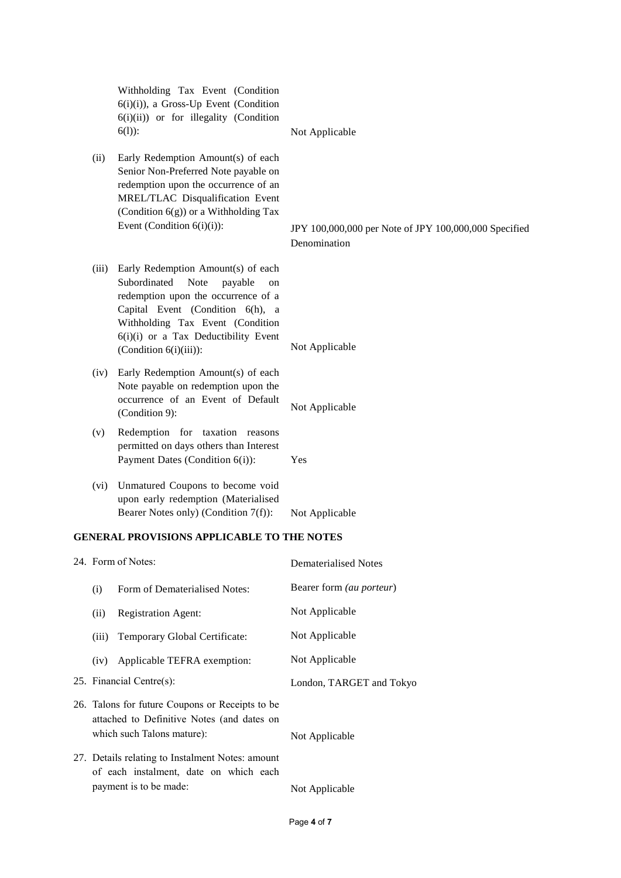| | | |
|---|---|---|
| | Withholding Tax Event (Condition 6(i)(i)), a Gross-Up Event (Condition 6(i)(ii)) or for illegality (Condition 6(l)): | Not Applicable |
| (ii) | Early Redemption Amount(s) of each Senior Non-Preferred Note payable on redemption upon the occurrence of an MREL/TLAC Disqualification Event (Condition 6(g)) or a Withholding Tax Event (Condition 6(i)(i)): | JPY 100,000,000 per Note of JPY 100,000,000 Specified Denomination |
| (iii) | Early Redemption Amount(s) of each Subordinated Note payable on redemption upon the occurrence of a Capital Event (Condition 6(h), a Withholding Tax Event (Condition 6(i)(i) or a Tax Deductibility Event (Condition 6(i)(iii)): | Not Applicable |
| (iv) | Early Redemption Amount(s) of each Note payable on redemption upon the occurrence of an Event of Default (Condition 9): | Not Applicable |
| (v) | Redemption for taxation reasons permitted on days others than Interest Payment Dates (Condition 6(i)): | Yes |
| (vi) | Unmatured Coupons to become void upon early redemption (Materialised Bearer Notes only) (Condition 7(f)): | Not Applicable |

**GENERAL PROVISIONS APPLICABLE TO THE NOTES**

| | | |
|---|---|---|
| 24. Form of Notes: | | Dematerialised Notes |
| (i) | Form of Dematerialised Notes: | Bearer form *(au porteur*) |
| (ii) | Registration Agent: | Not Applicable |
| (iii) | Temporary Global Certificate: | Not Applicable |
| (iv) | Applicable TEFRA exemption: | Not Applicable |
| 25. Financial Centre(s): | | London, TARGET and Tokyo |
| 26. Talons for future Coupons or Receipts to be attached to Definitive Notes (and dates on which such Talons mature): | | Not Applicable |
| 27. Details relating to Instalment Notes: amount of each instalment, date on which each payment is to be made: | | Not Applicable |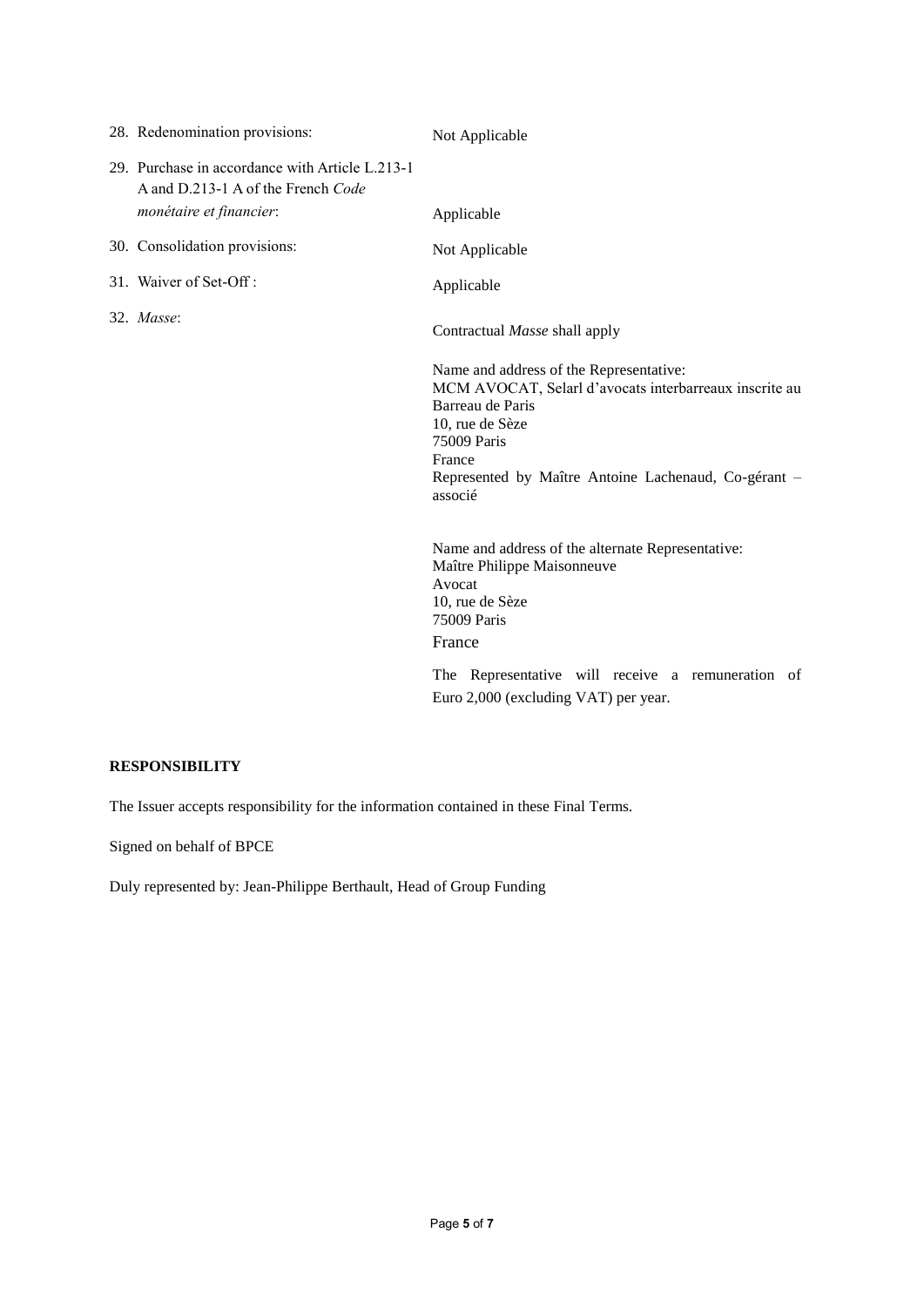| | |
|---|---|
| 28. Redenomination provisions: | Not Applicable |
| 29. Purchase in accordance with Article L.213-1 A and D.213-1 A of the French *Code monétaire et financier*: | Applicable |
| 30. Consolidation provisions: | Not Applicable |
| 31. Waiver of Set-Off : | Applicable |
| 32. *Masse*: | Contractual *Masse* shall apply<br><br>Name and address of the Representative:<br>MCM AVOCAT, Selarl d'avocats interbarreaux inscrite au Barreau de Paris<br>10, rue de Sèze<br>75009 Paris<br>France<br>Represented by Maître Antoine Lachenaud, Co-gérant – associé<br><br>Name and address of the alternate Representative:<br>Maître Philippe Maisonneuve<br>Avocat<br>10, rue de Sèze<br>75009 Paris<br>France<br><br>The Representative will receive a remuneration of Euro 2,000 (excluding VAT) per year. |

**RESPONSIBILITY**

The Issuer accepts responsibility for the information contained in these Final Terms.

Signed on behalf of BPCE

Duly represented by: Jean-Philippe Berthault, Head of Group Funding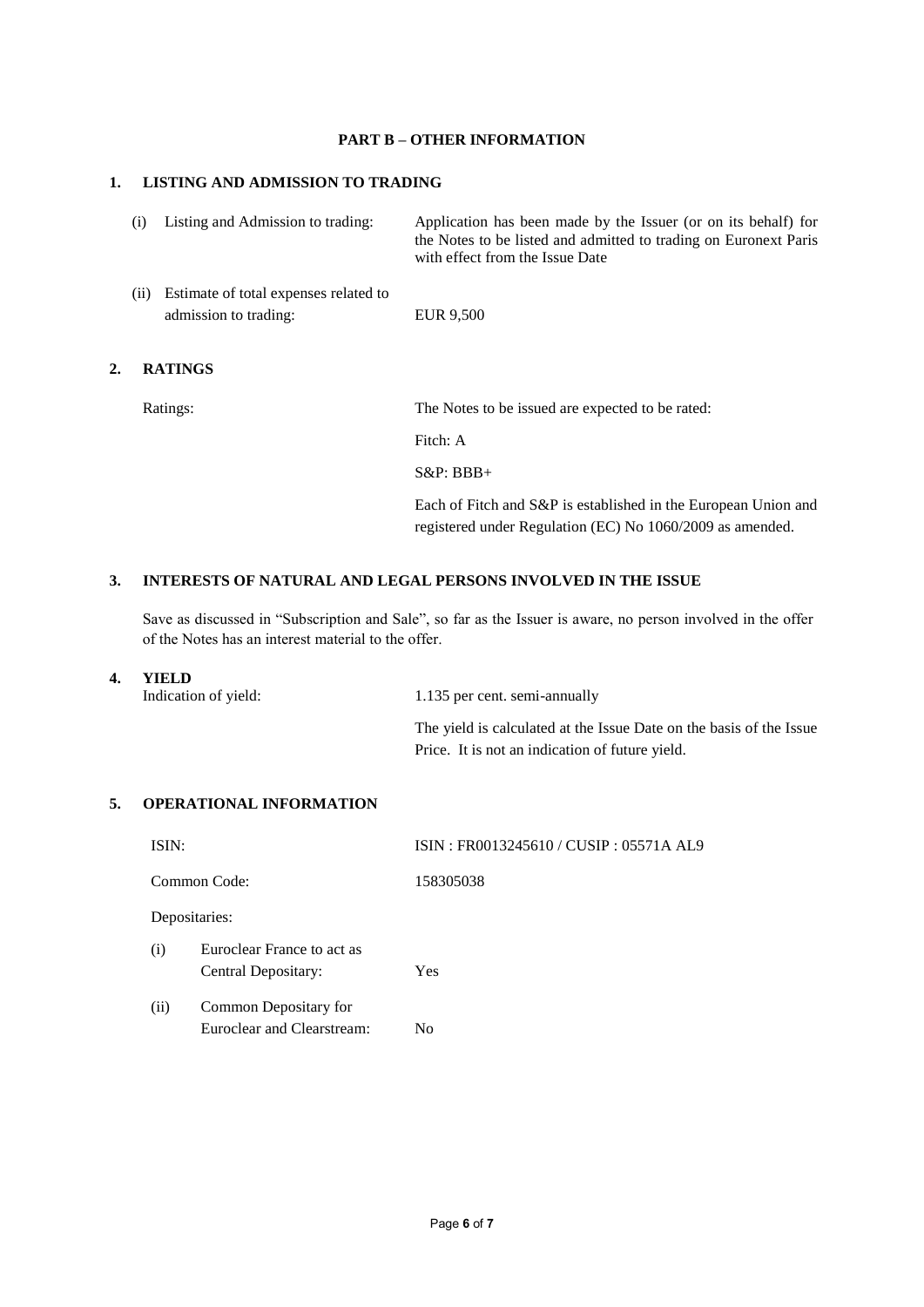## PART B – OTHER INFORMATION

### 1. LISTING AND ADMISSION TO TRADING

| | |
|---|---|
| (i) Listing and Admission to trading: | Application has been made by the Issuer (or on its behalf) for the Notes to be listed and admitted to trading on Euronext Paris with effect from the Issue Date |
| (ii) Estimate of total expenses related to admission to trading: | EUR 9,500 |

### 2. RATINGS

| | |
|---|---|
| Ratings: | The Notes to be issued are expected to be rated: |
| | Fitch: A |
| | S&P: BBB+ |
| | Each of Fitch and S&P is established in the European Union and registered under Regulation (EC) No 1060/2009 as amended. |

### 3. INTERESTS OF NATURAL AND LEGAL PERSONS INVOLVED IN THE ISSUE

Save as discussed in "Subscription and Sale", so far as the Issuer is aware, no person involved in the offer of the Notes has an interest material to the offer.

### 4. YIELD

| | |
|---|---|
| Indication of yield: | 1.135 per cent. semi-annually |
| | The yield is calculated at the Issue Date on the basis of the Issue Price. It is not an indication of future yield. |

### 5. OPERATIONAL INFORMATION

| | |
|---|---|
| ISIN: | ISIN : FR0013245610 / CUSIP : 05571A AL9 |
| Common Code: | 158305038 |
| Depositaries: | |
| (i) Euroclear France to act as Central Depositary: | Yes |
| (ii) Common Depositary for Euroclear and Clearstream: | No |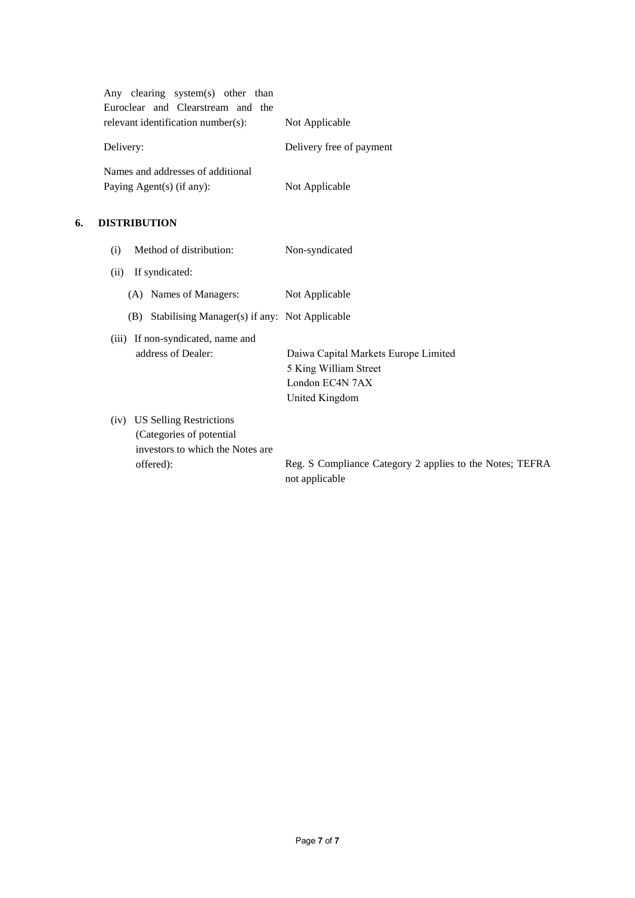| | |
|---|---|
| Any clearing system(s) other than Euroclear and Clearstream and the relevant identification number(s): | Not Applicable |
| Delivery: | Delivery free of payment |
| Names and addresses of additional Paying Agent(s) (if any): | Not Applicable |

## 6. DISTRIBUTION

| | |
|---|---|
| (i) Method of distribution: | Non-syndicated |
| (ii) If syndicated: | |
| (A) Names of Managers: | Not Applicable |
| (B) Stabilising Manager(s) if any: | Not Applicable |
| (iii) If non-syndicated, name and address of Dealer: | Daiwa Capital Markets Europe Limited<br>5 King William Street<br>London EC4N 7AX<br>United Kingdom |
| (iv) US Selling Restrictions (Categories of potential investors to which the Notes are offered): | Reg. S Compliance Category 2 applies to the Notes; TEFRA not applicable |